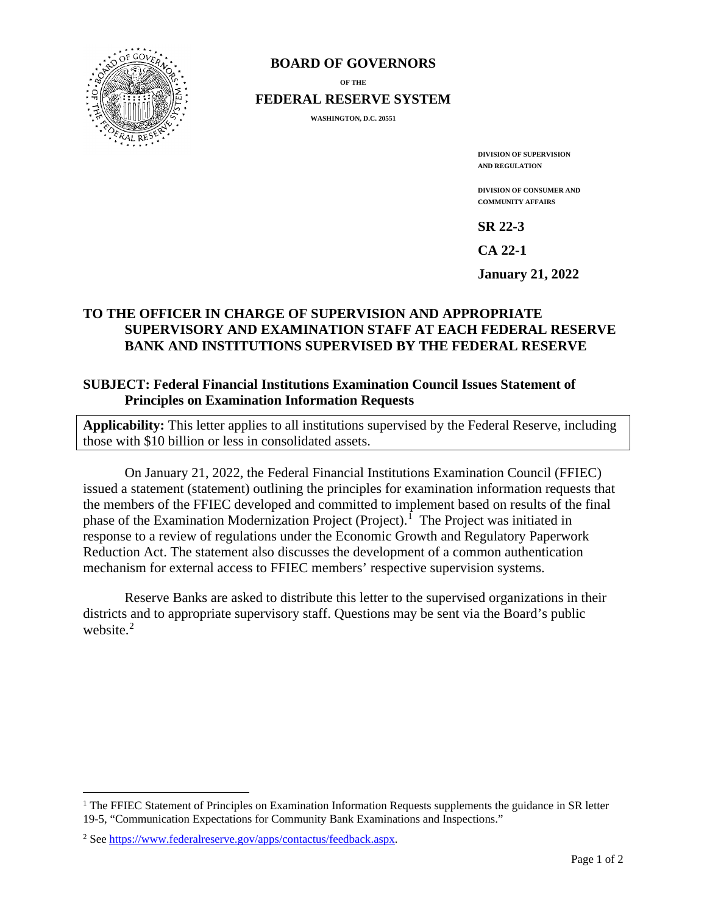# BOARD OF GOVERNORS

OF THE

# FEDERAL RESERVE SYSTEM

WASHINGTON, D.C. 20551

DIVISION OF SUPERVISION AND REGULATION

DIVISION OF CONSUMER AND COMMUNITY AFFAIRS

**SR 22-3**

**CA 22-1**

**January 21, 2022**

**TO THE OFFICER IN CHARGE OF SUPERVISION AND APPROPRIATE SUPERVISORY AND EXAMINATION STAFF AT EACH FEDERAL RESERVE BANK AND INSTITUTIONS SUPERVISED BY THE FEDERAL RESERVE**

**SUBJECT: Federal Financial Institutions Examination Council Issues Statement of Principles on Examination Information Requests**

**Applicability:** This letter applies to all institutions supervised by the Federal Reserve, including those with $10 billion or less in consolidated assets.

On January 21, 2022, the Federal Financial Institutions Examination Council (FFIEC) issued a statement (statement) outlining the principles for examination information requests that the members of the FFIEC developed and committed to implement based on results of the final phase of the Examination Modernization Project (Project).[1] The Project was initiated in response to a review of regulations under the Economic Growth and Regulatory Paperwork Reduction Act. The statement also discusses the development of a common authentication mechanism for external access to FFIEC members' respective supervision systems.

Reserve Banks are asked to distribute this letter to the supervised organizations in their districts and to appropriate supervisory staff. Questions may be sent via the Board's public website.[2]

---

[1] The FFIEC Statement of Principles on Examination Information Requests supplements the guidance in SR letter 19-5, "Communication Expectations for Community Bank Examinations and Inspections."

[2] See https://www.federalreserve.gov/apps/contactus/feedback.aspx.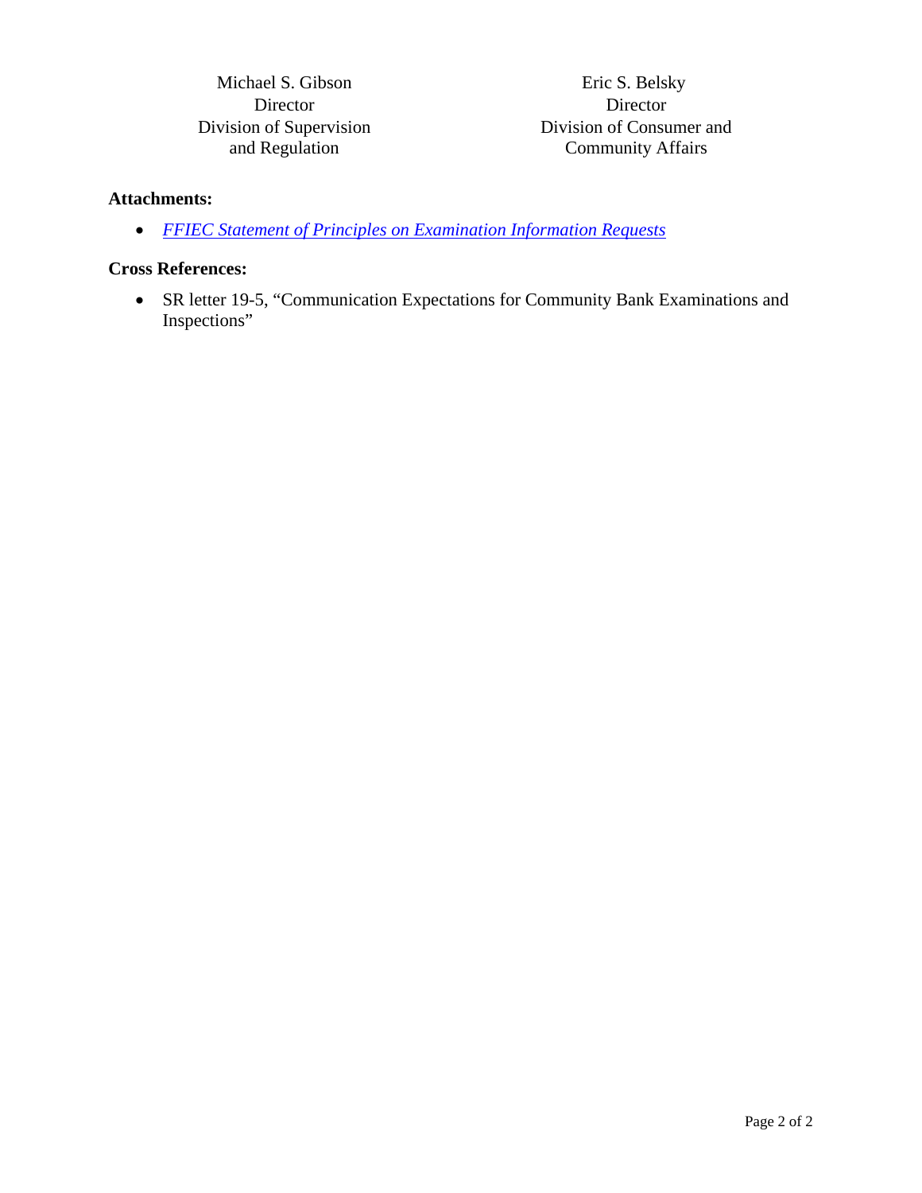Michael S. Gibson
Director
Division of Supervision
and Regulation

Eric S. Belsky
Director
Division of Consumer and
Community Affairs

**Attachments:**

- *FFIEC Statement of Principles on Examination Information Requests*

**Cross References:**

- SR letter 19-5, "Communication Expectations for Community Bank Examinations and Inspections"